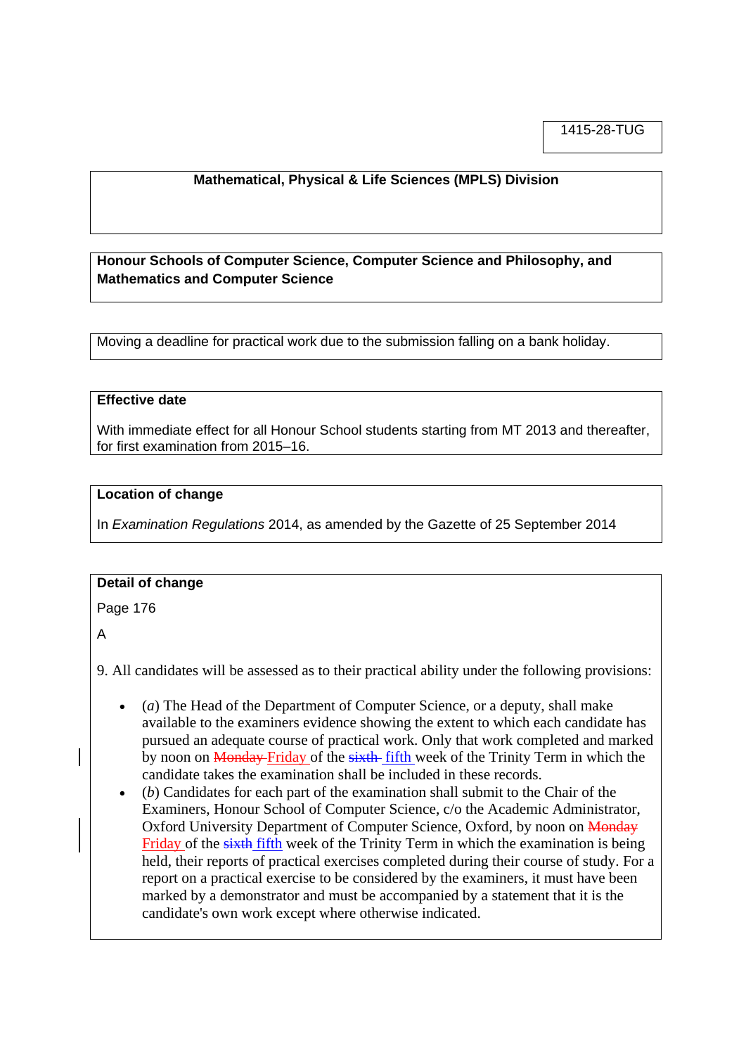1415-28-TUG

**Mathematical, Physical & Life Sciences (MPLS) Division**

**Honour Schools of Computer Science, Computer Science and Philosophy, and Mathematics and Computer Science**

Moving a deadline for practical work due to the submission falling on a bank holiday.

**Effective date**

With immediate effect for all Honour School students starting from MT 2013 and thereafter, for first examination from 2015–16.

**Location of change**

In *Examination Regulations* 2014, as amended by the Gazette of 25 September 2014

**Detail of change**

Page 176

A

9. All candidates will be assessed as to their practical ability under the following provisions:

- (*a*) The Head of the Department of Computer Science, or a deputy, shall make available to the examiners evidence showing the extent to which each candidate has pursued an adequate course of practical work. Only that work completed and marked by noon on ~~Monday~~ Friday of the ~~sixth~~ fifth week of the Trinity Term in which the candidate takes the examination shall be included in these records.
- (*b*) Candidates for each part of the examination shall submit to the Chair of the Examiners, Honour School of Computer Science, c/o the Academic Administrator, Oxford University Department of Computer Science, Oxford, by noon on ~~Monday~~ Friday of the ~~sixth~~ fifth week of the Trinity Term in which the examination is being held, their reports of practical exercises completed during their course of study. For a report on a practical exercise to be considered by the examiners, it must have been marked by a demonstrator and must be accompanied by a statement that it is the candidate's own work except where otherwise indicated.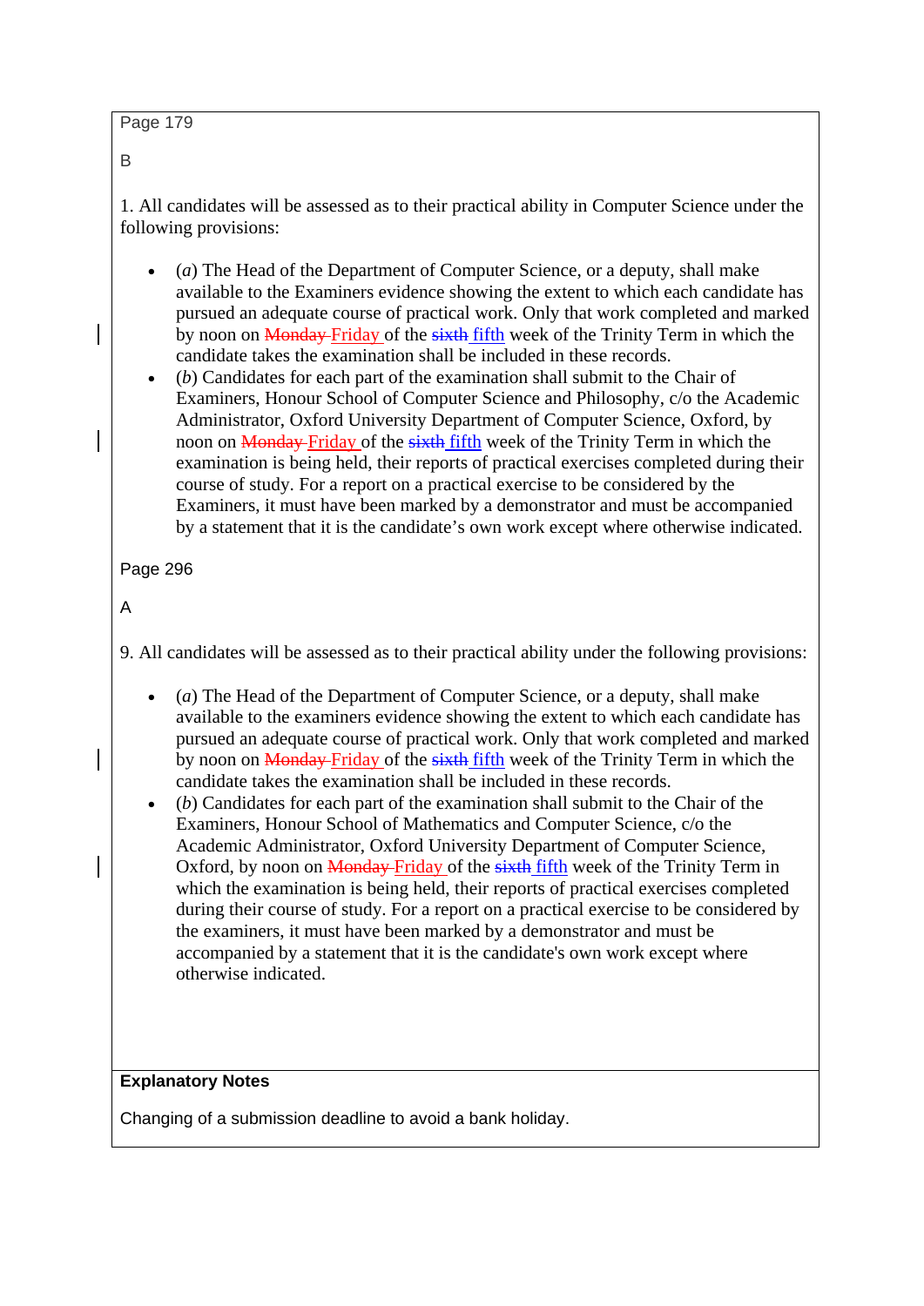Page 179

B

1. All candidates will be assessed as to their practical ability in Computer Science under the following provisions:

- (*a*) The Head of the Department of Computer Science, or a deputy, shall make available to the Examiners evidence showing the extent to which each candidate has pursued an adequate course of practical work. Only that work completed and marked by noon on ~~Monday~~ Friday of the ~~sixth~~ fifth week of the Trinity Term in which the candidate takes the examination shall be included in these records.
- (*b*) Candidates for each part of the examination shall submit to the Chair of Examiners, Honour School of Computer Science and Philosophy, c/o the Academic Administrator, Oxford University Department of Computer Science, Oxford, by noon on ~~Monday~~ Friday of the ~~sixth~~ fifth week of the Trinity Term in which the examination is being held, their reports of practical exercises completed during their course of study. For a report on a practical exercise to be considered by the Examiners, it must have been marked by a demonstrator and must be accompanied by a statement that it is the candidate's own work except where otherwise indicated.

Page 296

A

9. All candidates will be assessed as to their practical ability under the following provisions:

- (*a*) The Head of the Department of Computer Science, or a deputy, shall make available to the examiners evidence showing the extent to which each candidate has pursued an adequate course of practical work. Only that work completed and marked by noon on ~~Monday~~ Friday of the ~~sixth~~ fifth week of the Trinity Term in which the candidate takes the examination shall be included in these records.
- (*b*) Candidates for each part of the examination shall submit to the Chair of the Examiners, Honour School of Mathematics and Computer Science, c/o the Academic Administrator, Oxford University Department of Computer Science, Oxford, by noon on ~~Monday~~ Friday of the ~~sixth~~ fifth week of the Trinity Term in which the examination is being held, their reports of practical exercises completed during their course of study. For a report on a practical exercise to be considered by the examiners, it must have been marked by a demonstrator and must be accompanied by a statement that it is the candidate's own work except where otherwise indicated.

**Explanatory Notes**

Changing of a submission deadline to avoid a bank holiday.